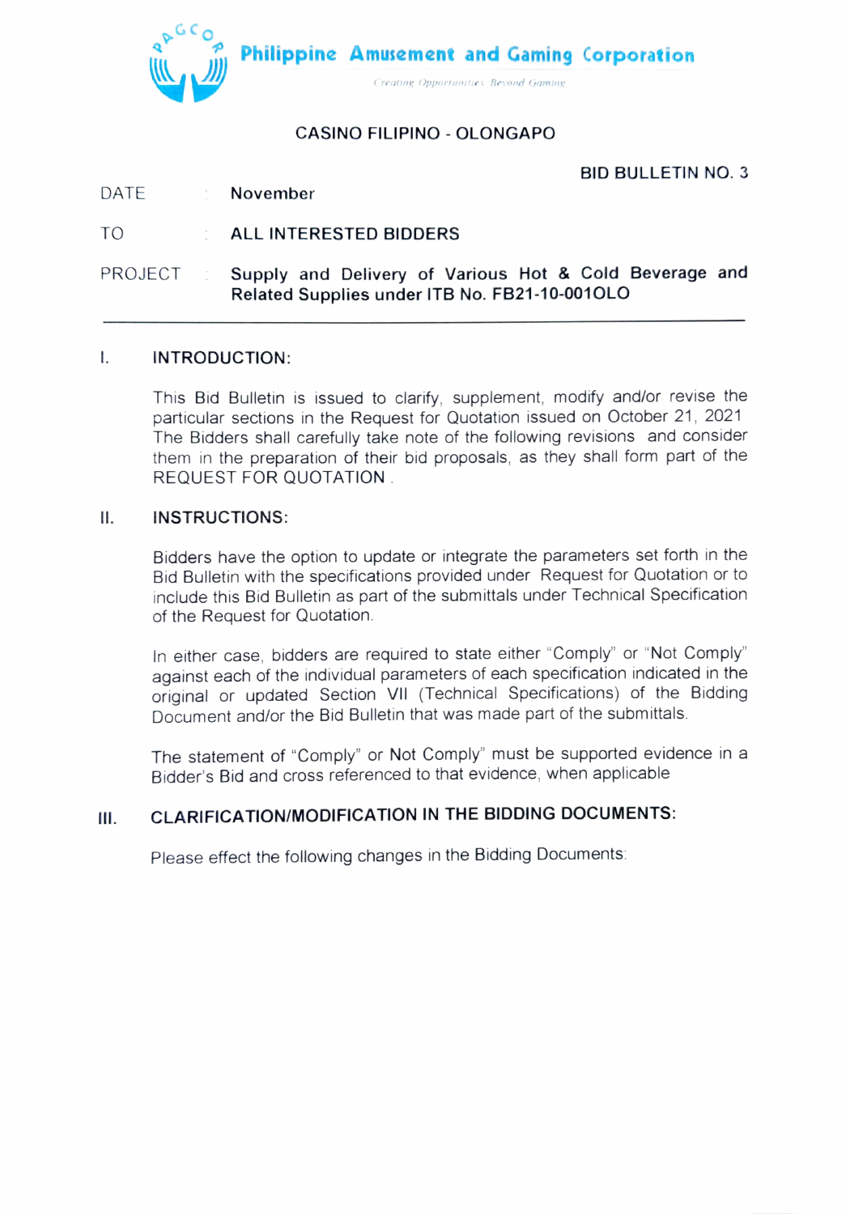**Philippine Amusement and Gaming Corporation**

*Creating Opportunities Beyond Gaming*

## CASINO FILIPINO - OLONGAPO

**BID BULLETIN NO. 3**

| | | |
|---|---|---|
| DATE | : | **November** |
| TO | : | **ALL INTERESTED BIDDERS** |
| PROJECT | : | **Supply and Delivery of Various Hot & Cold Beverage and Related Supplies under ITB No. FB21-10-001OLO** |

---

### I. INTRODUCTION:

This Bid Bulletin is issued to clarify, supplement, modify and/or revise the particular sections in the Request for Quotation issued on October 21, 2021 The Bidders shall carefully take note of the following revisions and consider them in the preparation of their bid proposals, as they shall form part of the REQUEST FOR QUOTATION .

### II. INSTRUCTIONS:

Bidders have the option to update or integrate the parameters set forth in the Bid Bulletin with the specifications provided under Request for Quotation or to include this Bid Bulletin as part of the submittals under Technical Specification of the Request for Quotation.

In either case, bidders are required to state either "Comply" or "Not Comply" against each of the individual parameters of each specification indicated in the original or updated Section VII (Technical Specifications) of the Bidding Document and/or the Bid Bulletin that was made part of the submittals.

The statement of "Comply" or Not Comply" must be supported evidence in a Bidder's Bid and cross referenced to that evidence, when applicable

### III. CLARIFICATION/MODIFICATION IN THE BIDDING DOCUMENTS:

Please effect the following changes in the Bidding Documents: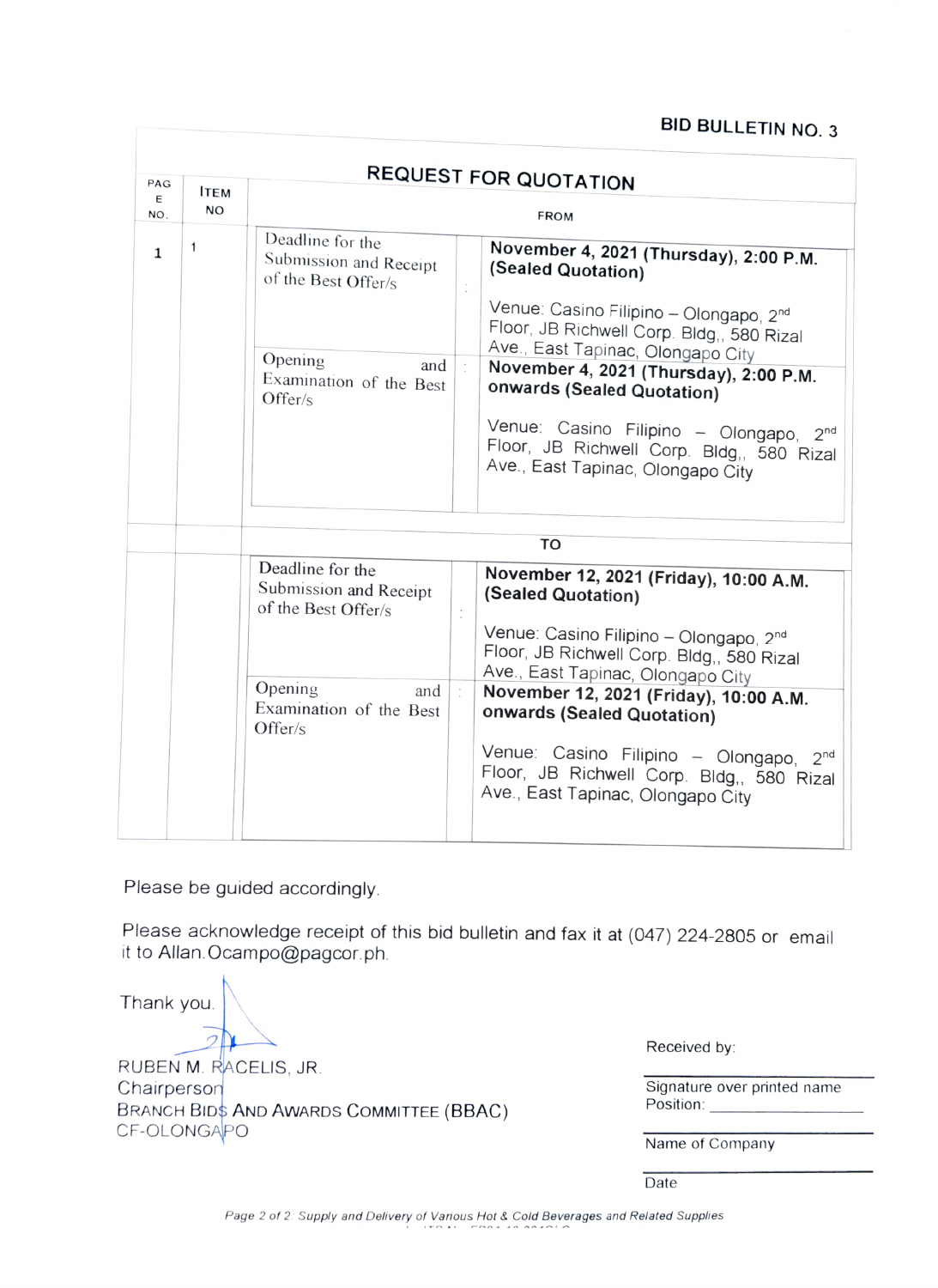**BID BULLETIN NO. 3**

| PAGE NO. | ITEM NO | REQUEST FOR QUOTATION | | |
|---|---|---|---|---|
| | | **FROM** | | |
| 1 | 1 | Deadline for the Submission and Receipt of the Best Offer/s | : | **November 4, 2021 (Thursday), 2:00 P.M. (Sealed Quotation)**<br><br>Venue: Casino Filipino – Olongapo, 2nd Floor, JB Richwell Corp. Bldg,, 580 Rizal Ave., East Tapinac, Olongapo City |
| | | Opening and Examination of the Best Offer/s | : | **November 4, 2021 (Thursday), 2:00 P.M. onwards (Sealed Quotation)**<br><br>Venue: Casino Filipino – Olongapo, 2nd Floor, JB Richwell Corp. Bldg,, 580 Rizal Ave., East Tapinac, Olongapo City |
| | | **TO** | | |
| | | Deadline for the Submission and Receipt of the Best Offer/s | : | **November 12, 2021 (Friday), 10:00 A.M. (Sealed Quotation)**<br><br>Venue: Casino Filipino – Olongapo, 2nd Floor, JB Richwell Corp. Bldg,, 580 Rizal Ave., East Tapinac, Olongapo City |
| | | Opening and Examination of the Best Offer/s | : | **November 12, 2021 (Friday), 10:00 A.M. onwards (Sealed Quotation)**<br><br>Venue: Casino Filipino – Olongapo, 2nd Floor, JB Richwell Corp. Bldg,, 580 Rizal Ave., East Tapinac, Olongapo City |

Please be guided accordingly.

Please acknowledge receipt of this bid bulletin and fax it at (047) 224-2805 or email it to Allan.Ocampo@pagcor.ph.

Thank you.

RUBEN M. RACELIS, JR.
Chairperson
BRANCH BIDS AND AWARDS COMMITTEE (BBAC)
CF-OLONGAPO

Received by:

______________________
Signature over printed name
Position: ________________

______________________
Name of Company

______________________
Date

*Supply and Delivery of Various Hot & Cold Beverages and Related Supplies*